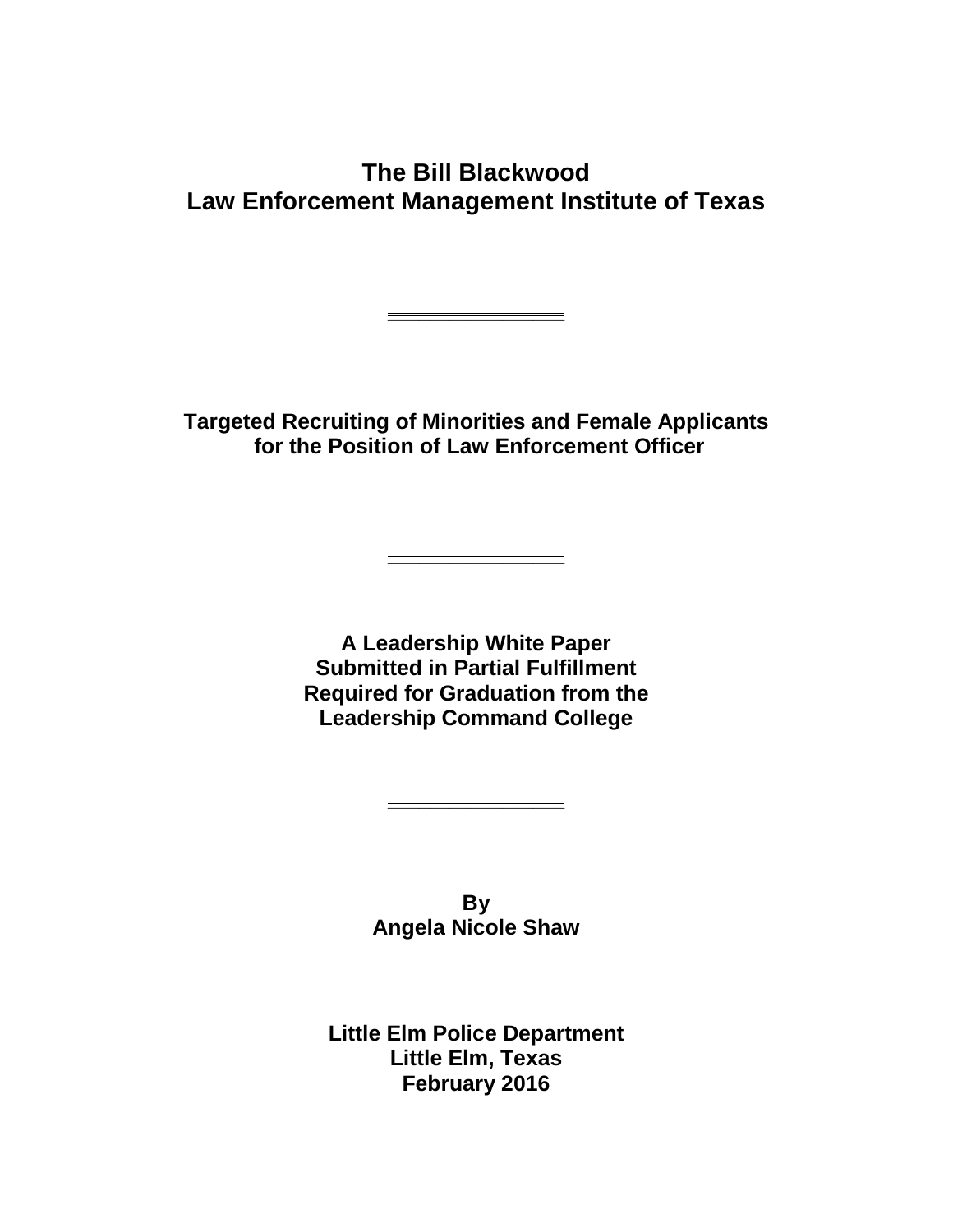# The Bill Blackwood Law Enforcement Management Institute of Texas

---

## Targeted Recruiting of Minorities and Female Applicants for the Position of Law Enforcement Officer

---

**A Leadership White Paper**
**Submitted in Partial Fulfillment**
**Required for Graduation from the**
**Leadership Command College**

---

**By**
**Angela Nicole Shaw**

**Little Elm Police Department**
**Little Elm, Texas**
**February 2016**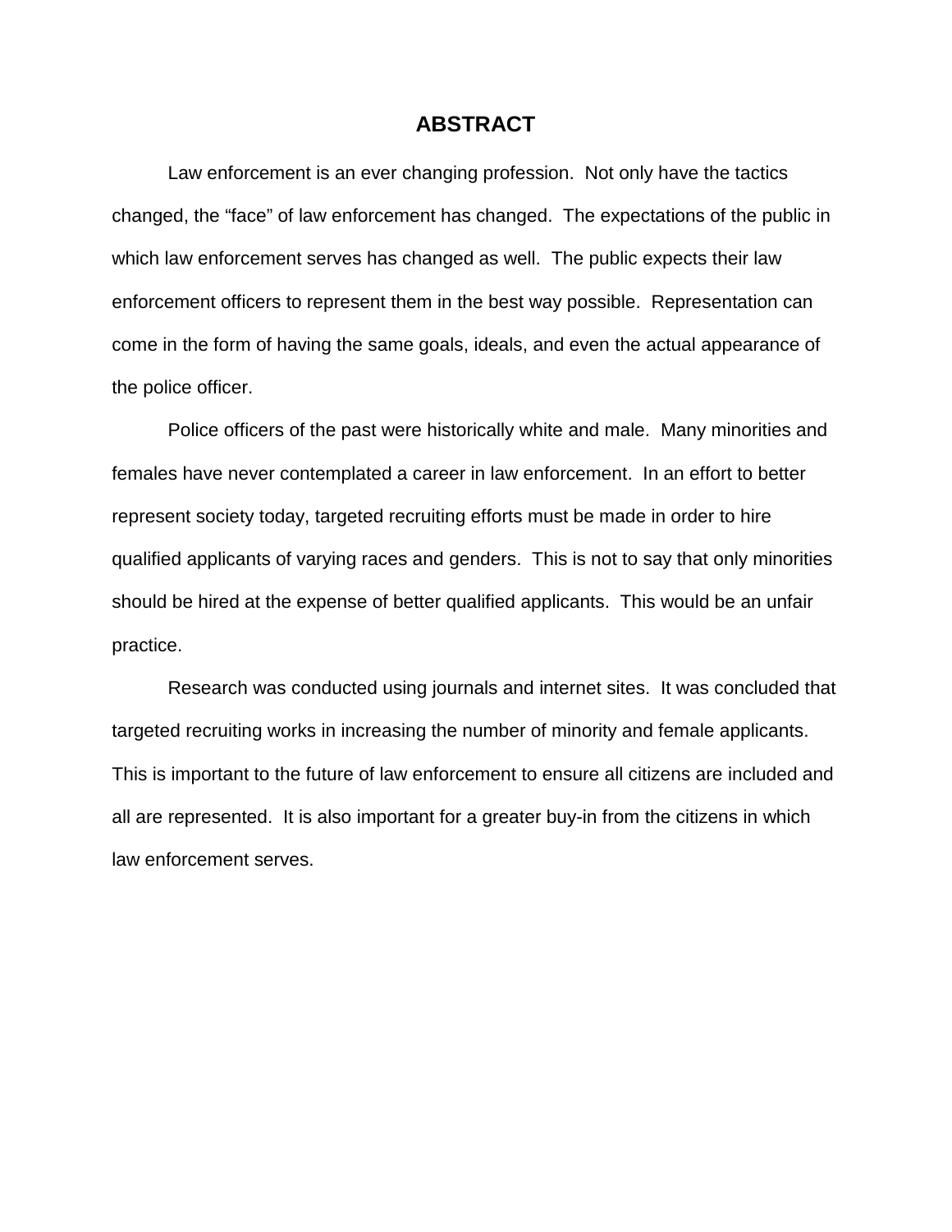# ABSTRACT

Law enforcement is an ever changing profession. Not only have the tactics changed, the "face" of law enforcement has changed. The expectations of the public in which law enforcement serves has changed as well. The public expects their law enforcement officers to represent them in the best way possible. Representation can come in the form of having the same goals, ideals, and even the actual appearance of the police officer.

Police officers of the past were historically white and male. Many minorities and females have never contemplated a career in law enforcement. In an effort to better represent society today, targeted recruiting efforts must be made in order to hire qualified applicants of varying races and genders. This is not to say that only minorities should be hired at the expense of better qualified applicants. This would be an unfair practice.

Research was conducted using journals and internet sites. It was concluded that targeted recruiting works in increasing the number of minority and female applicants. This is important to the future of law enforcement to ensure all citizens are included and all are represented. It is also important for a greater buy-in from the citizens in which law enforcement serves.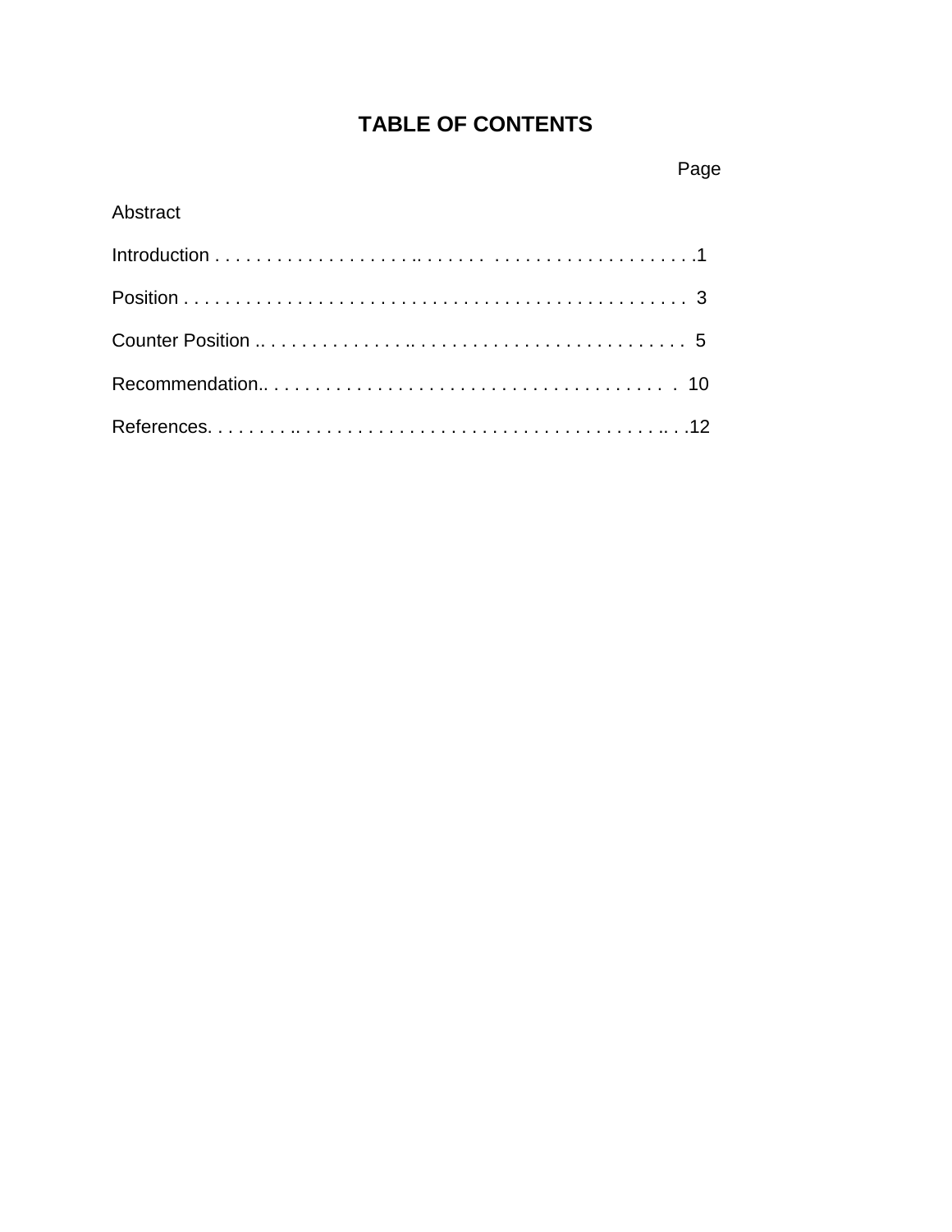# TABLE OF CONTENTS

| | Page |
|---|---|
| Abstract | |
| Introduction | 1 |
| Position | 3 |
| Counter Position | 5 |
| Recommendation | 10 |
| References | 12 |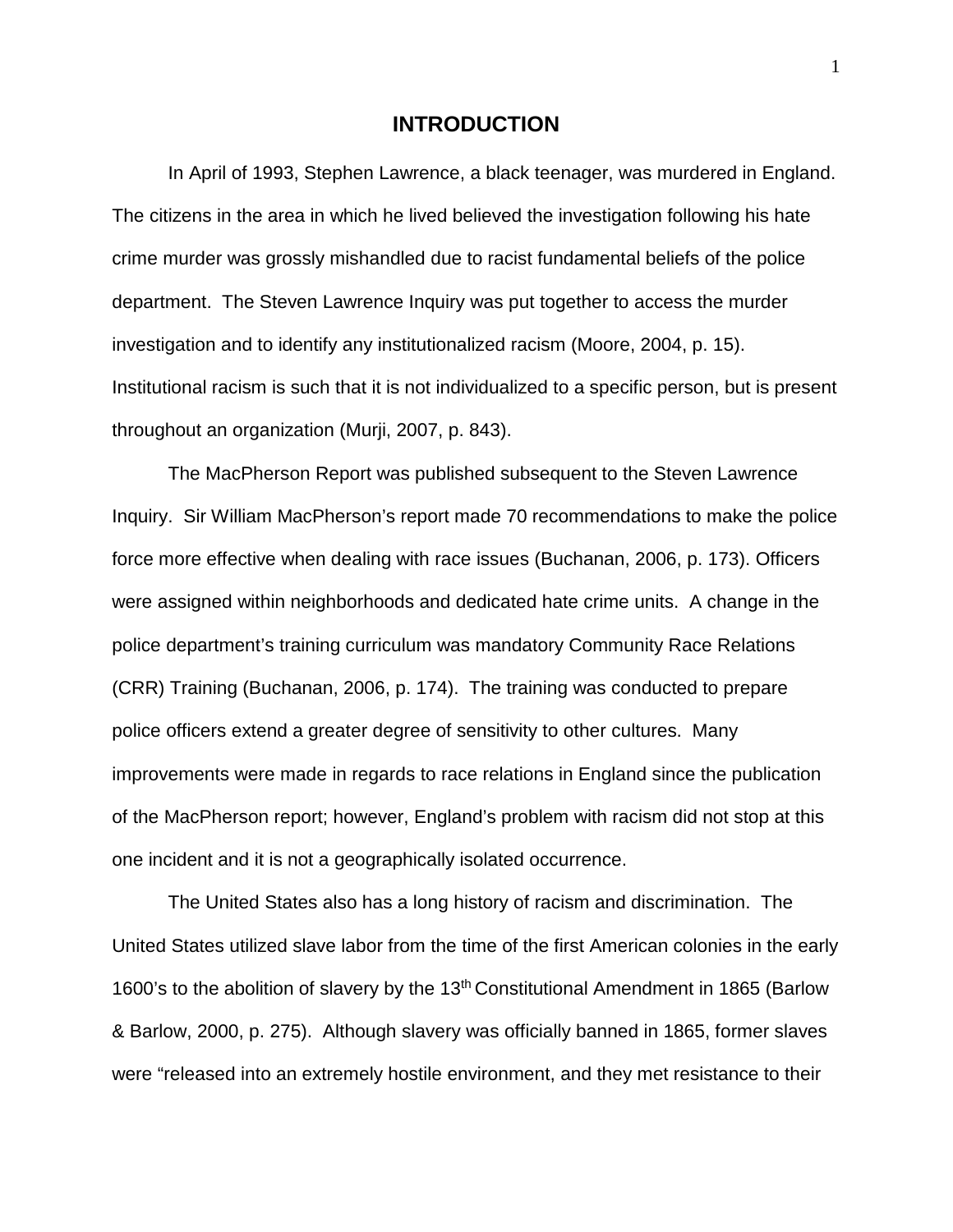# INTRODUCTION

In April of 1993, Stephen Lawrence, a black teenager, was murdered in England. The citizens in the area in which he lived believed the investigation following his hate crime murder was grossly mishandled due to racist fundamental beliefs of the police department. The Steven Lawrence Inquiry was put together to access the murder investigation and to identify any institutionalized racism (Moore, 2004, p. 15). Institutional racism is such that it is not individualized to a specific person, but is present throughout an organization (Murji, 2007, p. 843).

The MacPherson Report was published subsequent to the Steven Lawrence Inquiry. Sir William MacPherson's report made 70 recommendations to make the police force more effective when dealing with race issues (Buchanan, 2006, p. 173). Officers were assigned within neighborhoods and dedicated hate crime units. A change in the police department's training curriculum was mandatory Community Race Relations (CRR) Training (Buchanan, 2006, p. 174). The training was conducted to prepare police officers extend a greater degree of sensitivity to other cultures. Many improvements were made in regards to race relations in England since the publication of the MacPherson report; however, England's problem with racism did not stop at this one incident and it is not a geographically isolated occurrence.

The United States also has a long history of racism and discrimination. The United States utilized slave labor from the time of the first American colonies in the early 1600's to the abolition of slavery by the 13th Constitutional Amendment in 1865 (Barlow & Barlow, 2000, p. 275). Although slavery was officially banned in 1865, former slaves were "released into an extremely hostile environment, and they met resistance to their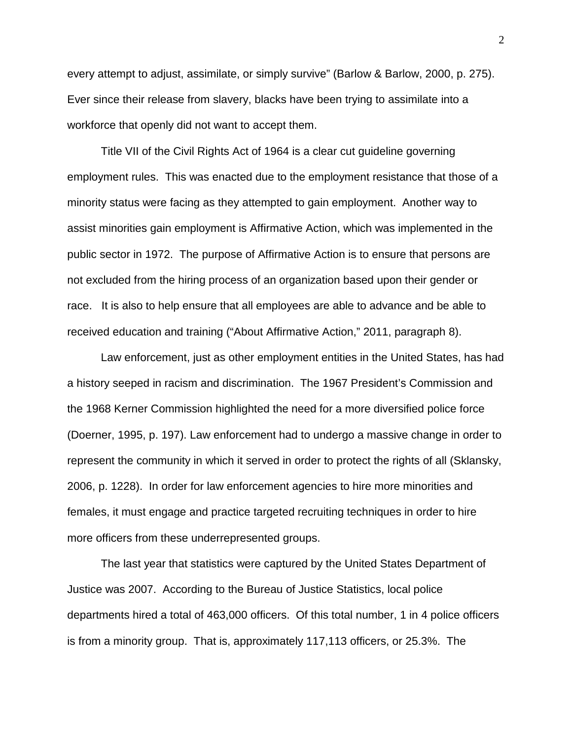every attempt to adjust, assimilate, or simply survive" (Barlow & Barlow, 2000, p. 275). Ever since their release from slavery, blacks have been trying to assimilate into a workforce that openly did not want to accept them.

Title VII of the Civil Rights Act of 1964 is a clear cut guideline governing employment rules. This was enacted due to the employment resistance that those of a minority status were facing as they attempted to gain employment. Another way to assist minorities gain employment is Affirmative Action, which was implemented in the public sector in 1972. The purpose of Affirmative Action is to ensure that persons are not excluded from the hiring process of an organization based upon their gender or race. It is also to help ensure that all employees are able to advance and be able to received education and training ("About Affirmative Action," 2011, paragraph 8).

Law enforcement, just as other employment entities in the United States, has had a history seeped in racism and discrimination. The 1967 President's Commission and the 1968 Kerner Commission highlighted the need for a more diversified police force (Doerner, 1995, p. 197). Law enforcement had to undergo a massive change in order to represent the community in which it served in order to protect the rights of all (Sklansky, 2006, p. 1228). In order for law enforcement agencies to hire more minorities and females, it must engage and practice targeted recruiting techniques in order to hire more officers from these underrepresented groups.

The last year that statistics were captured by the United States Department of Justice was 2007. According to the Bureau of Justice Statistics, local police departments hired a total of 463,000 officers. Of this total number, 1 in 4 police officers is from a minority group. That is, approximately 117,113 officers, or 25.3%. The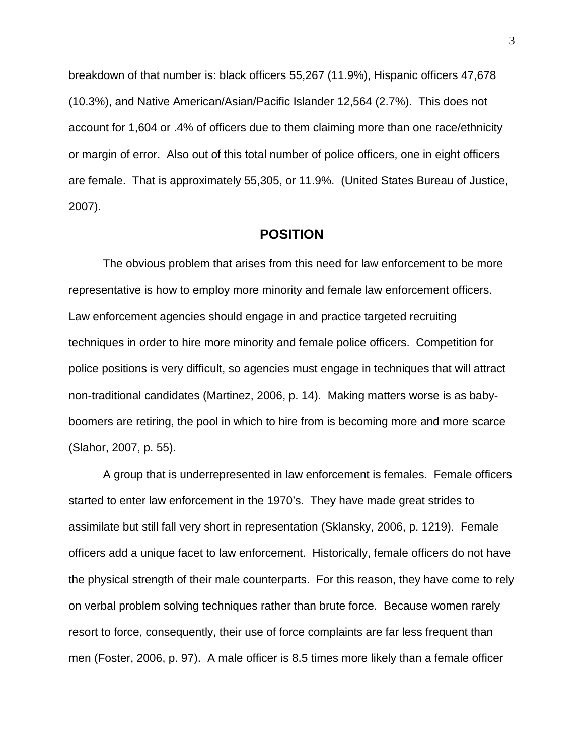breakdown of that number is: black officers 55,267 (11.9%), Hispanic officers 47,678 (10.3%), and Native American/Asian/Pacific Islander 12,564 (2.7%). This does not account for 1,604 or .4% of officers due to them claiming more than one race/ethnicity or margin of error. Also out of this total number of police officers, one in eight officers are female. That is approximately 55,305, or 11.9%. (United States Bureau of Justice, 2007).

## POSITION

The obvious problem that arises from this need for law enforcement to be more representative is how to employ more minority and female law enforcement officers. Law enforcement agencies should engage in and practice targeted recruiting techniques in order to hire more minority and female police officers. Competition for police positions is very difficult, so agencies must engage in techniques that will attract non-traditional candidates (Martinez, 2006, p. 14). Making matters worse is as baby-boomers are retiring, the pool in which to hire from is becoming more and more scarce (Slahor, 2007, p. 55).

A group that is underrepresented in law enforcement is females. Female officers started to enter law enforcement in the 1970's. They have made great strides to assimilate but still fall very short in representation (Sklansky, 2006, p. 1219). Female officers add a unique facet to law enforcement. Historically, female officers do not have the physical strength of their male counterparts. For this reason, they have come to rely on verbal problem solving techniques rather than brute force. Because women rarely resort to force, consequently, their use of force complaints are far less frequent than men (Foster, 2006, p. 97). A male officer is 8.5 times more likely than a female officer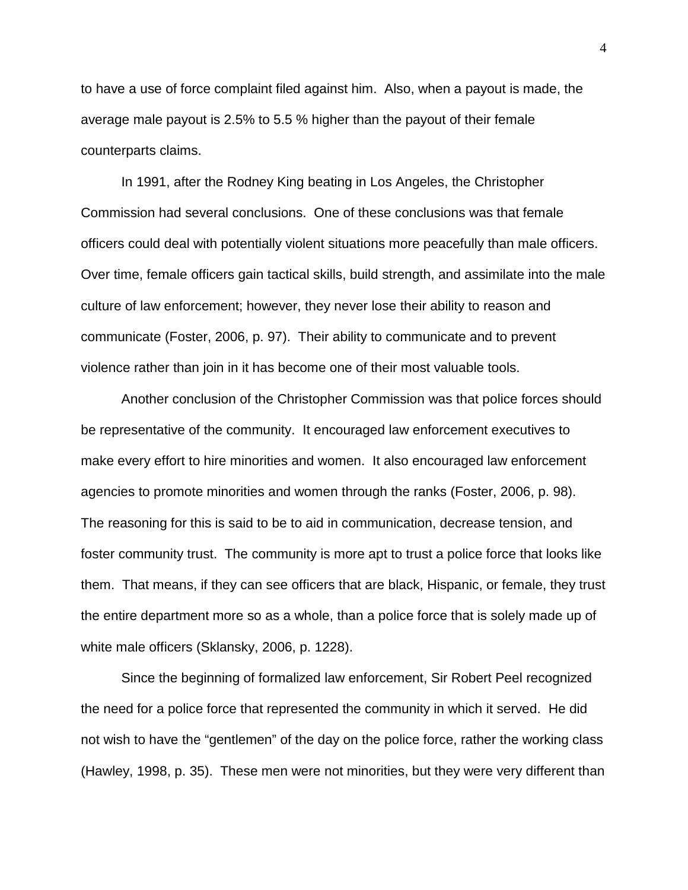to have a use of force complaint filed against him. Also, when a payout is made, the average male payout is 2.5% to 5.5 % higher than the payout of their female counterparts claims.

In 1991, after the Rodney King beating in Los Angeles, the Christopher Commission had several conclusions. One of these conclusions was that female officers could deal with potentially violent situations more peacefully than male officers. Over time, female officers gain tactical skills, build strength, and assimilate into the male culture of law enforcement; however, they never lose their ability to reason and communicate (Foster, 2006, p. 97). Their ability to communicate and to prevent violence rather than join in it has become one of their most valuable tools.

Another conclusion of the Christopher Commission was that police forces should be representative of the community. It encouraged law enforcement executives to make every effort to hire minorities and women. It also encouraged law enforcement agencies to promote minorities and women through the ranks (Foster, 2006, p. 98). The reasoning for this is said to be to aid in communication, decrease tension, and foster community trust. The community is more apt to trust a police force that looks like them. That means, if they can see officers that are black, Hispanic, or female, they trust the entire department more so as a whole, than a police force that is solely made up of white male officers (Sklansky, 2006, p. 1228).

Since the beginning of formalized law enforcement, Sir Robert Peel recognized the need for a police force that represented the community in which it served. He did not wish to have the "gentlemen" of the day on the police force, rather the working class (Hawley, 1998, p. 35). These men were not minorities, but they were very different than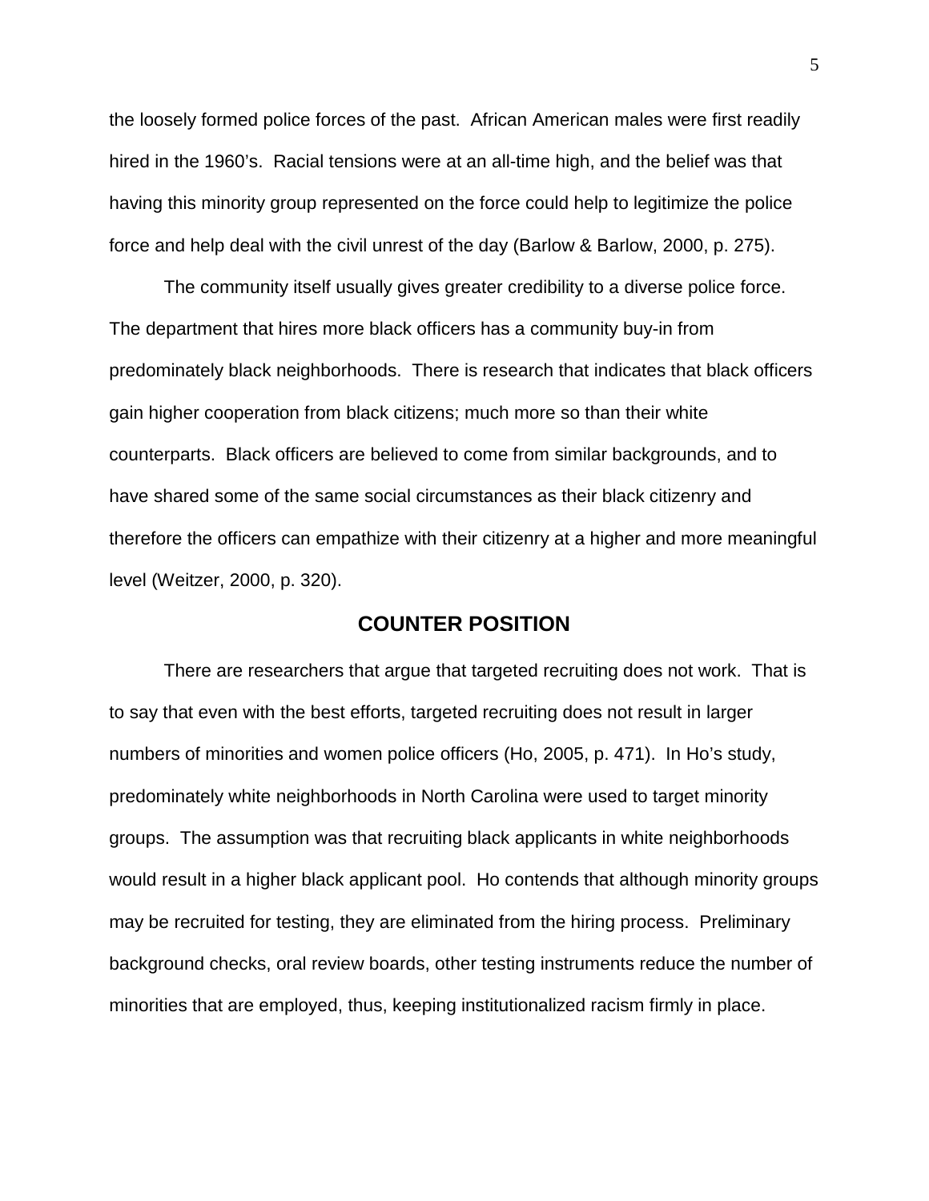the loosely formed police forces of the past. African American males were first readily hired in the 1960's. Racial tensions were at an all-time high, and the belief was that having this minority group represented on the force could help to legitimize the police force and help deal with the civil unrest of the day (Barlow & Barlow, 2000, p. 275).

The community itself usually gives greater credibility to a diverse police force. The department that hires more black officers has a community buy-in from predominately black neighborhoods. There is research that indicates that black officers gain higher cooperation from black citizens; much more so than their white counterparts. Black officers are believed to come from similar backgrounds, and to have shared some of the same social circumstances as their black citizenry and therefore the officers can empathize with their citizenry at a higher and more meaningful level (Weitzer, 2000, p. 320).

## COUNTER POSITION

There are researchers that argue that targeted recruiting does not work. That is to say that even with the best efforts, targeted recruiting does not result in larger numbers of minorities and women police officers (Ho, 2005, p. 471). In Ho's study, predominately white neighborhoods in North Carolina were used to target minority groups. The assumption was that recruiting black applicants in white neighborhoods would result in a higher black applicant pool. Ho contends that although minority groups may be recruited for testing, they are eliminated from the hiring process. Preliminary background checks, oral review boards, other testing instruments reduce the number of minorities that are employed, thus, keeping institutionalized racism firmly in place.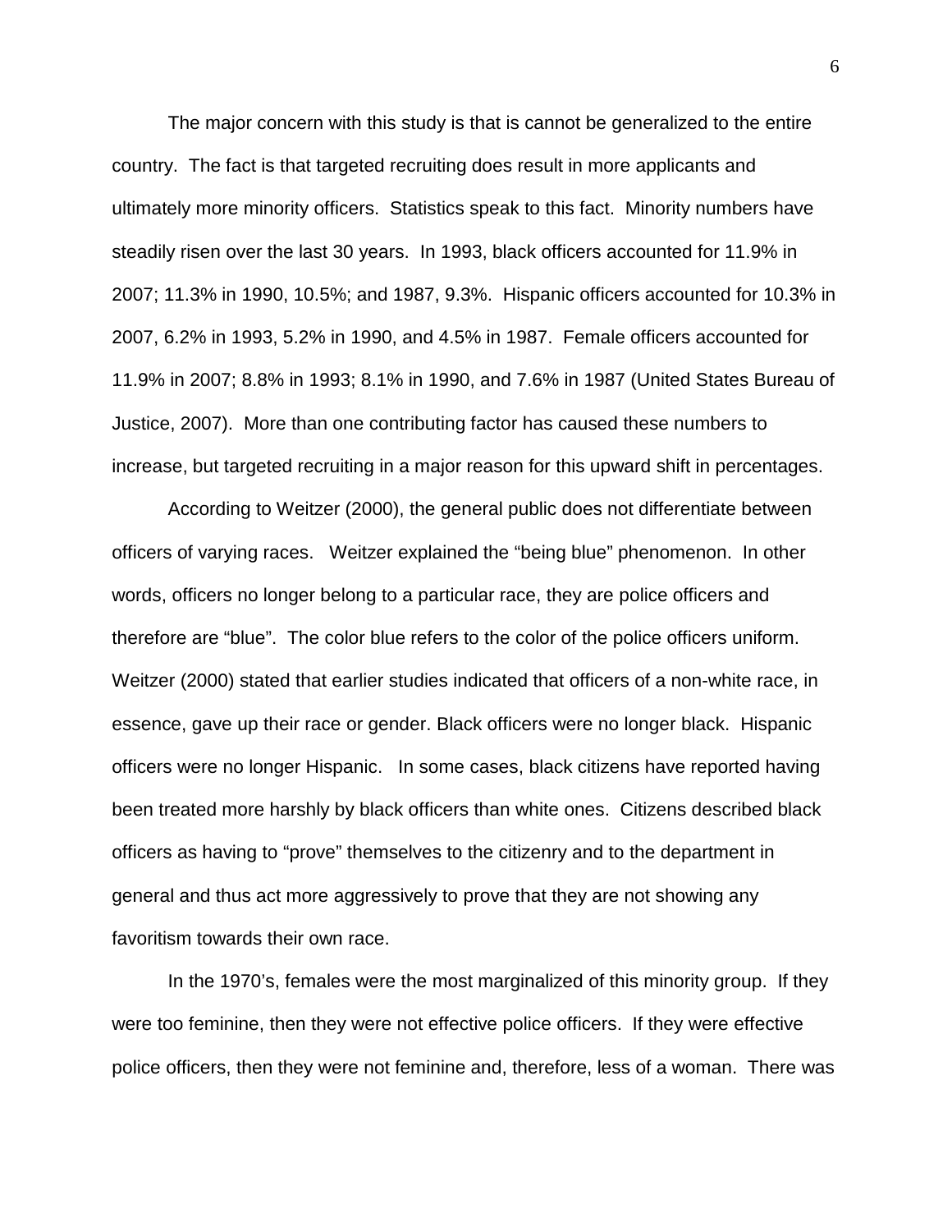The major concern with this study is that is cannot be generalized to the entire country. The fact is that targeted recruiting does result in more applicants and ultimately more minority officers. Statistics speak to this fact. Minority numbers have steadily risen over the last 30 years. In 1993, black officers accounted for 11.9% in 2007; 11.3% in 1990, 10.5%; and 1987, 9.3%. Hispanic officers accounted for 10.3% in 2007, 6.2% in 1993, 5.2% in 1990, and 4.5% in 1987. Female officers accounted for 11.9% in 2007; 8.8% in 1993; 8.1% in 1990, and 7.6% in 1987 (United States Bureau of Justice, 2007). More than one contributing factor has caused these numbers to increase, but targeted recruiting in a major reason for this upward shift in percentages.

According to Weitzer (2000), the general public does not differentiate between officers of varying races. Weitzer explained the "being blue" phenomenon. In other words, officers no longer belong to a particular race, they are police officers and therefore are "blue". The color blue refers to the color of the police officers uniform. Weitzer (2000) stated that earlier studies indicated that officers of a non-white race, in essence, gave up their race or gender. Black officers were no longer black. Hispanic officers were no longer Hispanic. In some cases, black citizens have reported having been treated more harshly by black officers than white ones. Citizens described black officers as having to "prove" themselves to the citizenry and to the department in general and thus act more aggressively to prove that they are not showing any favoritism towards their own race.

In the 1970's, females were the most marginalized of this minority group. If they were too feminine, then they were not effective police officers. If they were effective police officers, then they were not feminine and, therefore, less of a woman. There was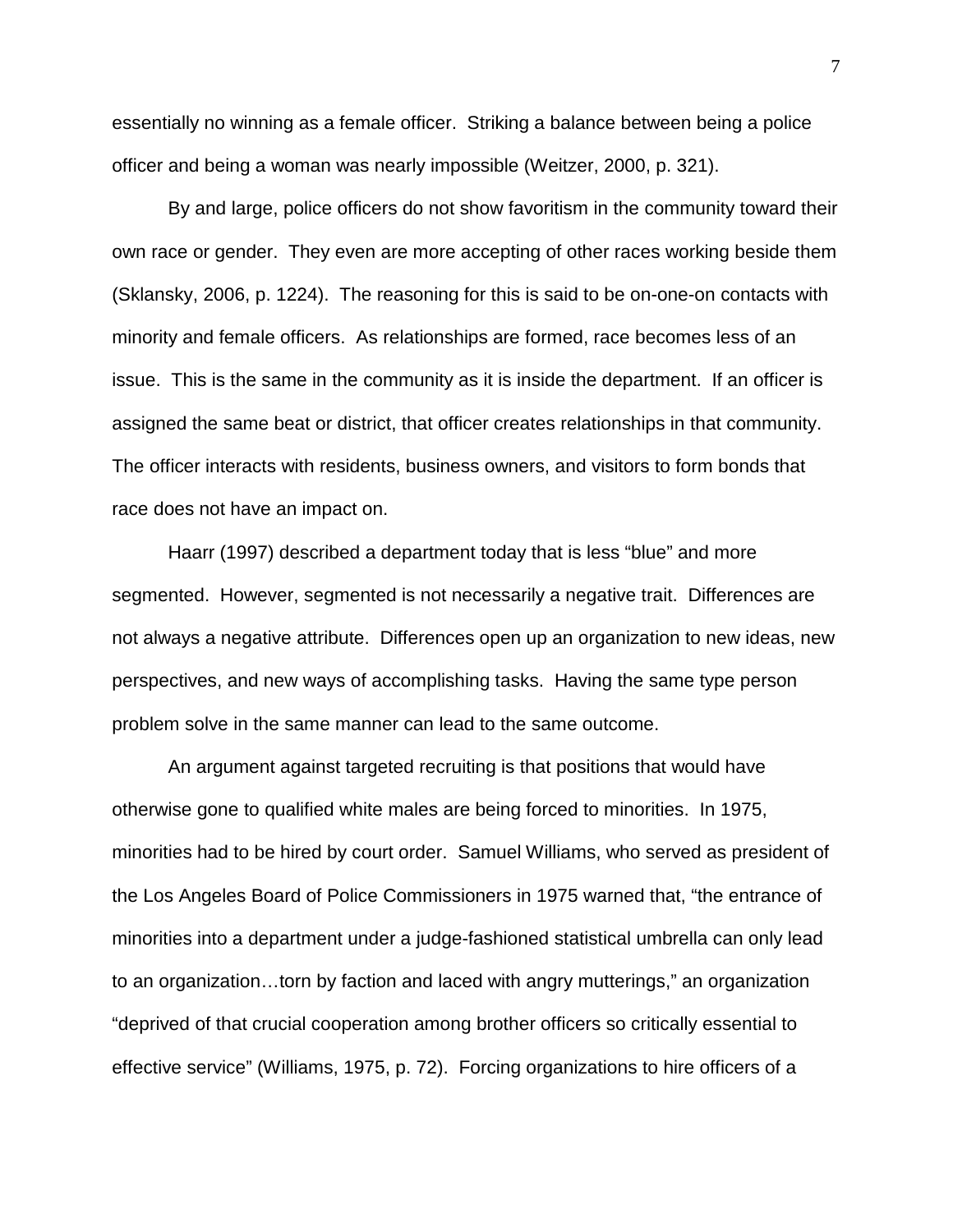essentially no winning as a female officer. Striking a balance between being a police officer and being a woman was nearly impossible (Weitzer, 2000, p. 321).

By and large, police officers do not show favoritism in the community toward their own race or gender. They even are more accepting of other races working beside them (Sklansky, 2006, p. 1224). The reasoning for this is said to be on-one-on contacts with minority and female officers. As relationships are formed, race becomes less of an issue. This is the same in the community as it is inside the department. If an officer is assigned the same beat or district, that officer creates relationships in that community. The officer interacts with residents, business owners, and visitors to form bonds that race does not have an impact on.

Haarr (1997) described a department today that is less "blue" and more segmented. However, segmented is not necessarily a negative trait. Differences are not always a negative attribute. Differences open up an organization to new ideas, new perspectives, and new ways of accomplishing tasks. Having the same type person problem solve in the same manner can lead to the same outcome.

An argument against targeted recruiting is that positions that would have otherwise gone to qualified white males are being forced to minorities. In 1975, minorities had to be hired by court order. Samuel Williams, who served as president of the Los Angeles Board of Police Commissioners in 1975 warned that, "the entrance of minorities into a department under a judge-fashioned statistical umbrella can only lead to an organization…torn by faction and laced with angry mutterings," an organization "deprived of that crucial cooperation among brother officers so critically essential to effective service" (Williams, 1975, p. 72). Forcing organizations to hire officers of a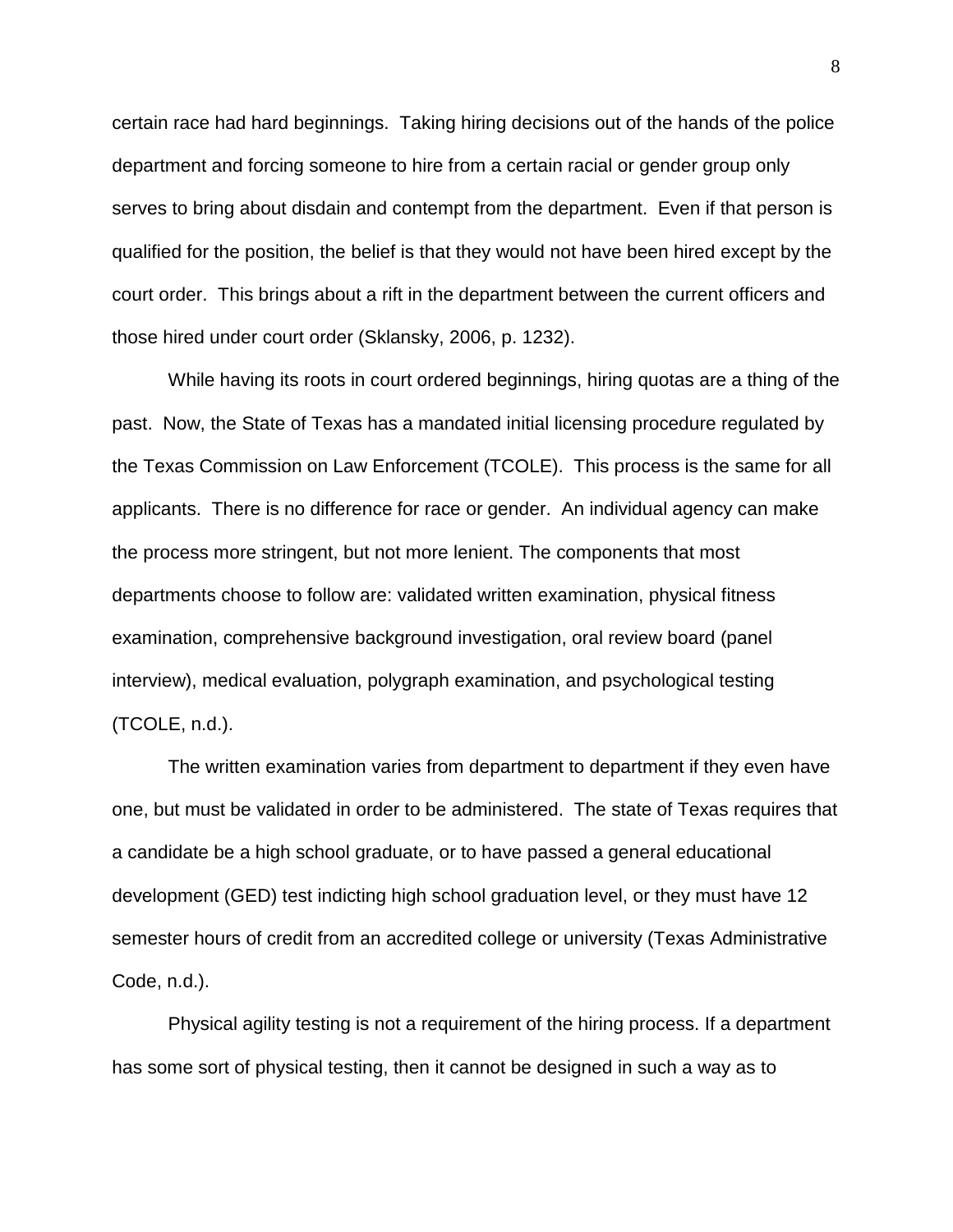certain race had hard beginnings. Taking hiring decisions out of the hands of the police department and forcing someone to hire from a certain racial or gender group only serves to bring about disdain and contempt from the department. Even if that person is qualified for the position, the belief is that they would not have been hired except by the court order. This brings about a rift in the department between the current officers and those hired under court order (Sklansky, 2006, p. 1232).

While having its roots in court ordered beginnings, hiring quotas are a thing of the past. Now, the State of Texas has a mandated initial licensing procedure regulated by the Texas Commission on Law Enforcement (TCOLE). This process is the same for all applicants. There is no difference for race or gender. An individual agency can make the process more stringent, but not more lenient. The components that most departments choose to follow are: validated written examination, physical fitness examination, comprehensive background investigation, oral review board (panel interview), medical evaluation, polygraph examination, and psychological testing (TCOLE, n.d.).

The written examination varies from department to department if they even have one, but must be validated in order to be administered. The state of Texas requires that a candidate be a high school graduate, or to have passed a general educational development (GED) test indicting high school graduation level, or they must have 12 semester hours of credit from an accredited college or university (Texas Administrative Code, n.d.).

Physical agility testing is not a requirement of the hiring process. If a department has some sort of physical testing, then it cannot be designed in such a way as to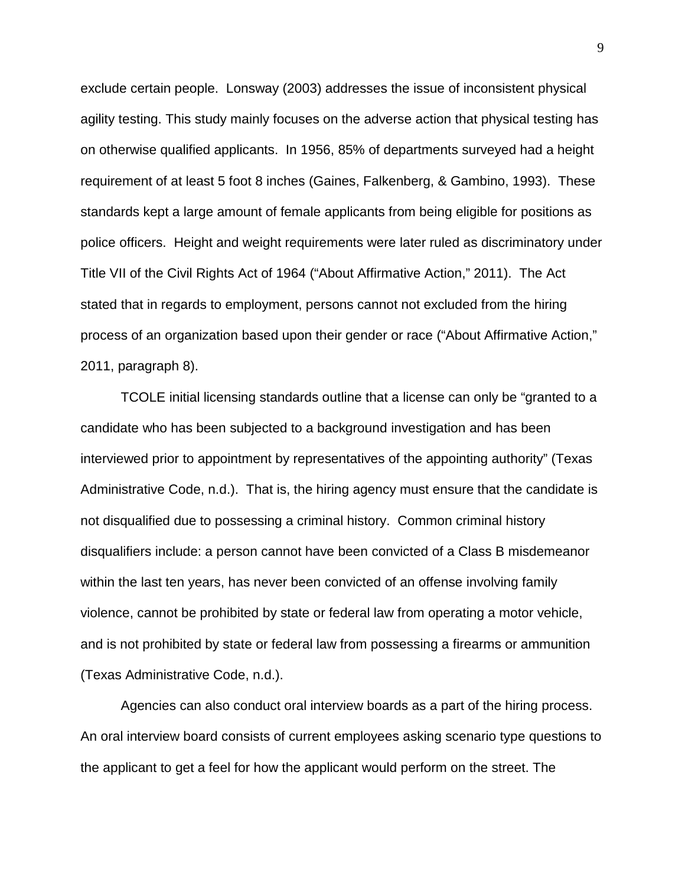exclude certain people. Lonsway (2003) addresses the issue of inconsistent physical agility testing. This study mainly focuses on the adverse action that physical testing has on otherwise qualified applicants. In 1956, 85% of departments surveyed had a height requirement of at least 5 foot 8 inches (Gaines, Falkenberg, & Gambino, 1993). These standards kept a large amount of female applicants from being eligible for positions as police officers. Height and weight requirements were later ruled as discriminatory under Title VII of the Civil Rights Act of 1964 ("About Affirmative Action," 2011). The Act stated that in regards to employment, persons cannot not excluded from the hiring process of an organization based upon their gender or race ("About Affirmative Action," 2011, paragraph 8).

TCOLE initial licensing standards outline that a license can only be "granted to a candidate who has been subjected to a background investigation and has been interviewed prior to appointment by representatives of the appointing authority" (Texas Administrative Code, n.d.). That is, the hiring agency must ensure that the candidate is not disqualified due to possessing a criminal history. Common criminal history disqualifiers include: a person cannot have been convicted of a Class B misdemeanor within the last ten years, has never been convicted of an offense involving family violence, cannot be prohibited by state or federal law from operating a motor vehicle, and is not prohibited by state or federal law from possessing a firearms or ammunition (Texas Administrative Code, n.d.).

Agencies can also conduct oral interview boards as a part of the hiring process. An oral interview board consists of current employees asking scenario type questions to the applicant to get a feel for how the applicant would perform on the street. The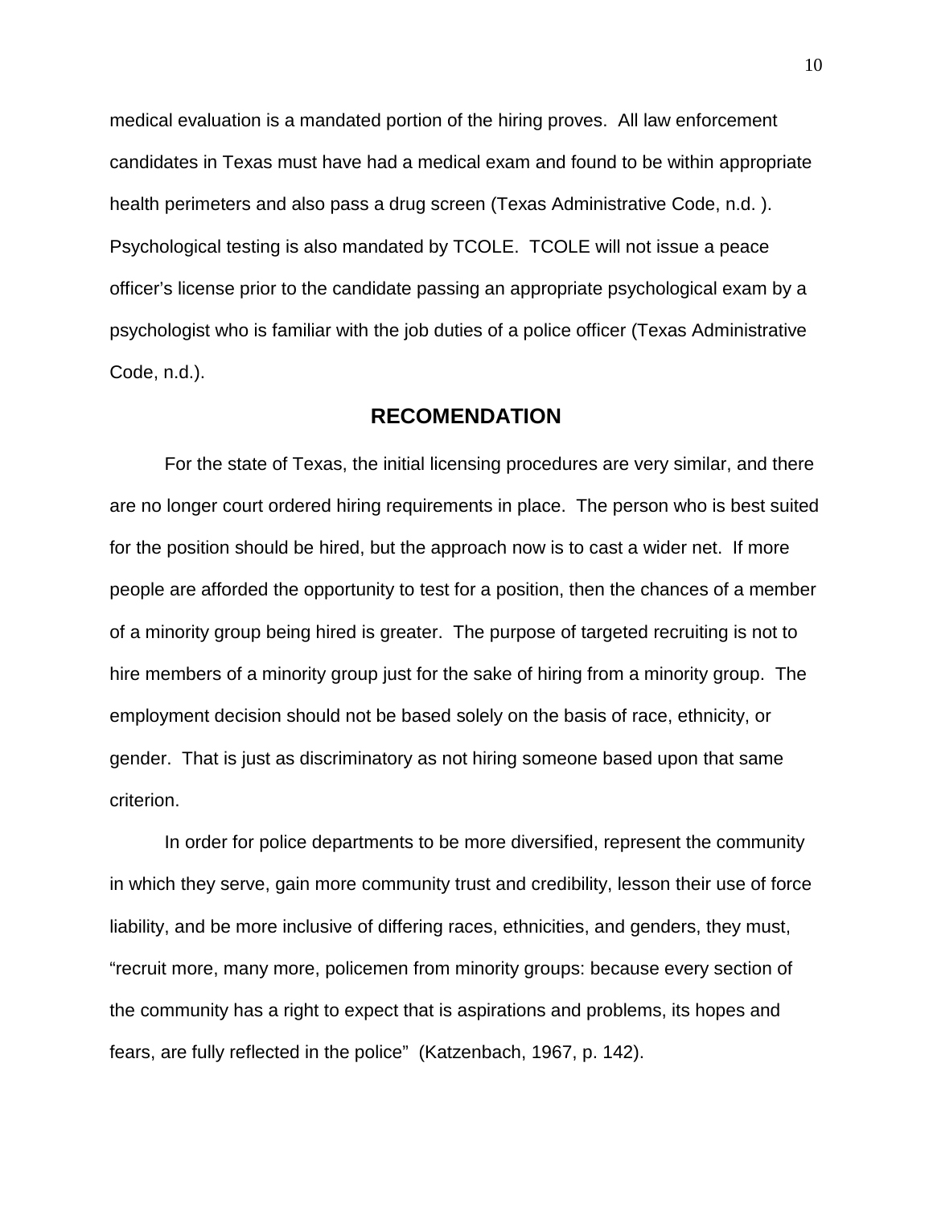medical evaluation is a mandated portion of the hiring proves. All law enforcement candidates in Texas must have had a medical exam and found to be within appropriate health perimeters and also pass a drug screen (Texas Administrative Code, n.d. ). Psychological testing is also mandated by TCOLE. TCOLE will not issue a peace officer's license prior to the candidate passing an appropriate psychological exam by a psychologist who is familiar with the job duties of a police officer (Texas Administrative Code, n.d.).

## RECOMENDATION

For the state of Texas, the initial licensing procedures are very similar, and there are no longer court ordered hiring requirements in place. The person who is best suited for the position should be hired, but the approach now is to cast a wider net. If more people are afforded the opportunity to test for a position, then the chances of a member of a minority group being hired is greater. The purpose of targeted recruiting is not to hire members of a minority group just for the sake of hiring from a minority group. The employment decision should not be based solely on the basis of race, ethnicity, or gender. That is just as discriminatory as not hiring someone based upon that same criterion.

In order for police departments to be more diversified, represent the community in which they serve, gain more community trust and credibility, lesson their use of force liability, and be more inclusive of differing races, ethnicities, and genders, they must, "recruit more, many more, policemen from minority groups: because every section of the community has a right to expect that is aspirations and problems, its hopes and fears, are fully reflected in the police" (Katzenbach, 1967, p. 142).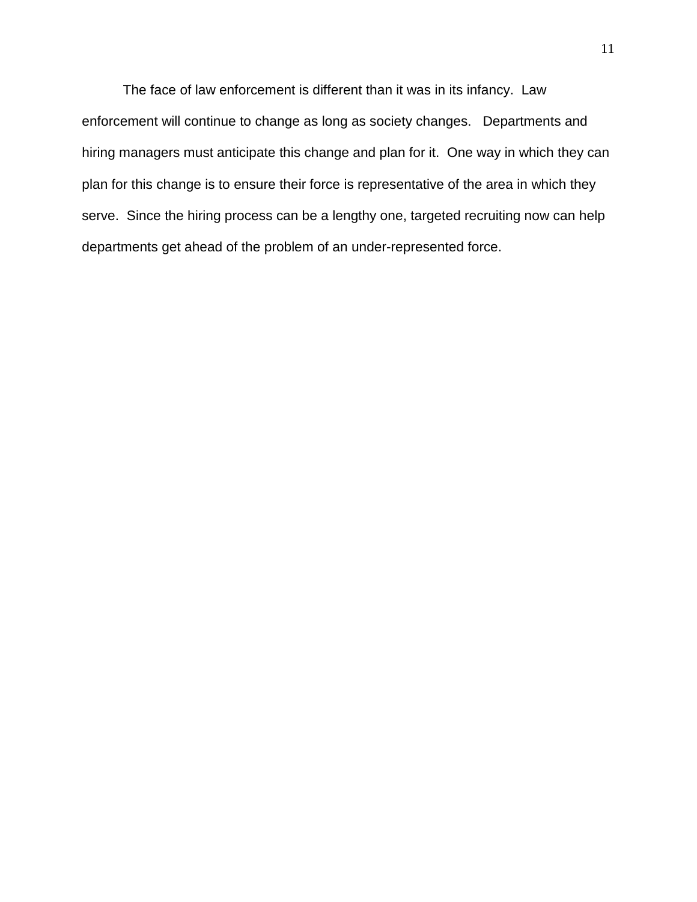The face of law enforcement is different than it was in its infancy. Law enforcement will continue to change as long as society changes. Departments and hiring managers must anticipate this change and plan for it. One way in which they can plan for this change is to ensure their force is representative of the area in which they serve. Since the hiring process can be a lengthy one, targeted recruiting now can help departments get ahead of the problem of an under-represented force.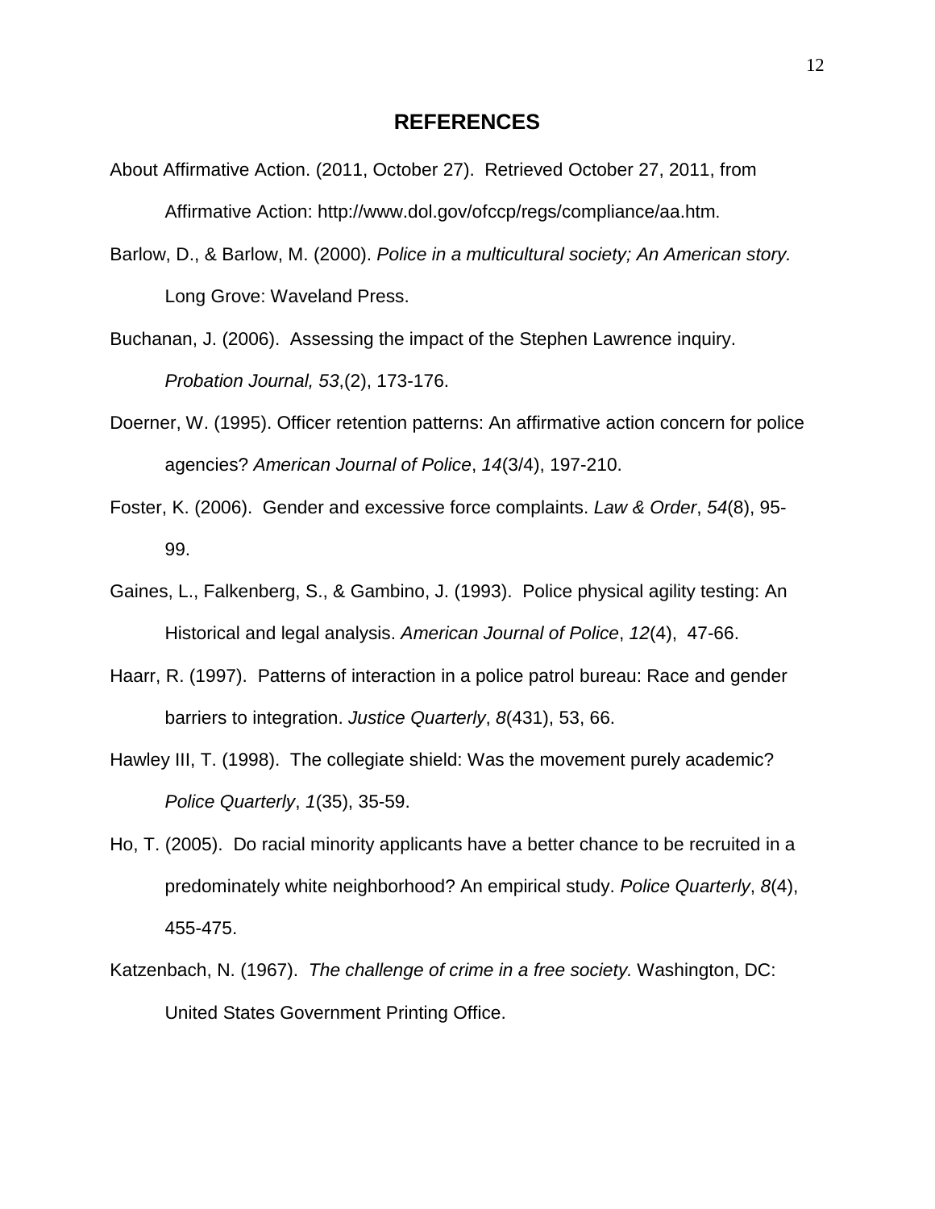# REFERENCES

About Affirmative Action. (2011, October 27). Retrieved October 27, 2011, from Affirmative Action: http://www.dol.gov/ofccp/regs/compliance/aa.htm.

Barlow, D., & Barlow, M. (2000). *Police in a multicultural society; An American story.* Long Grove: Waveland Press.

Buchanan, J. (2006). Assessing the impact of the Stephen Lawrence inquiry. *Probation Journal, 53*,(2), 173-176.

Doerner, W. (1995). Officer retention patterns: An affirmative action concern for police agencies? *American Journal of Police*, *14*(3/4), 197-210.

Foster, K. (2006). Gender and excessive force complaints. *Law & Order*, *54*(8), 95-99.

Gaines, L., Falkenberg, S., & Gambino, J. (1993). Police physical agility testing: An Historical and legal analysis. *American Journal of Police*, *12*(4), 47-66.

Haarr, R. (1997). Patterns of interaction in a police patrol bureau: Race and gender barriers to integration. *Justice Quarterly*, *8*(431), 53, 66.

Hawley III, T. (1998). The collegiate shield: Was the movement purely academic? *Police Quarterly*, *1*(35), 35-59.

Ho, T. (2005). Do racial minority applicants have a better chance to be recruited in a predominately white neighborhood? An empirical study. *Police Quarterly*, *8*(4), 455-475.

Katzenbach, N. (1967). *The challenge of crime in a free society.* Washington, DC: United States Government Printing Office.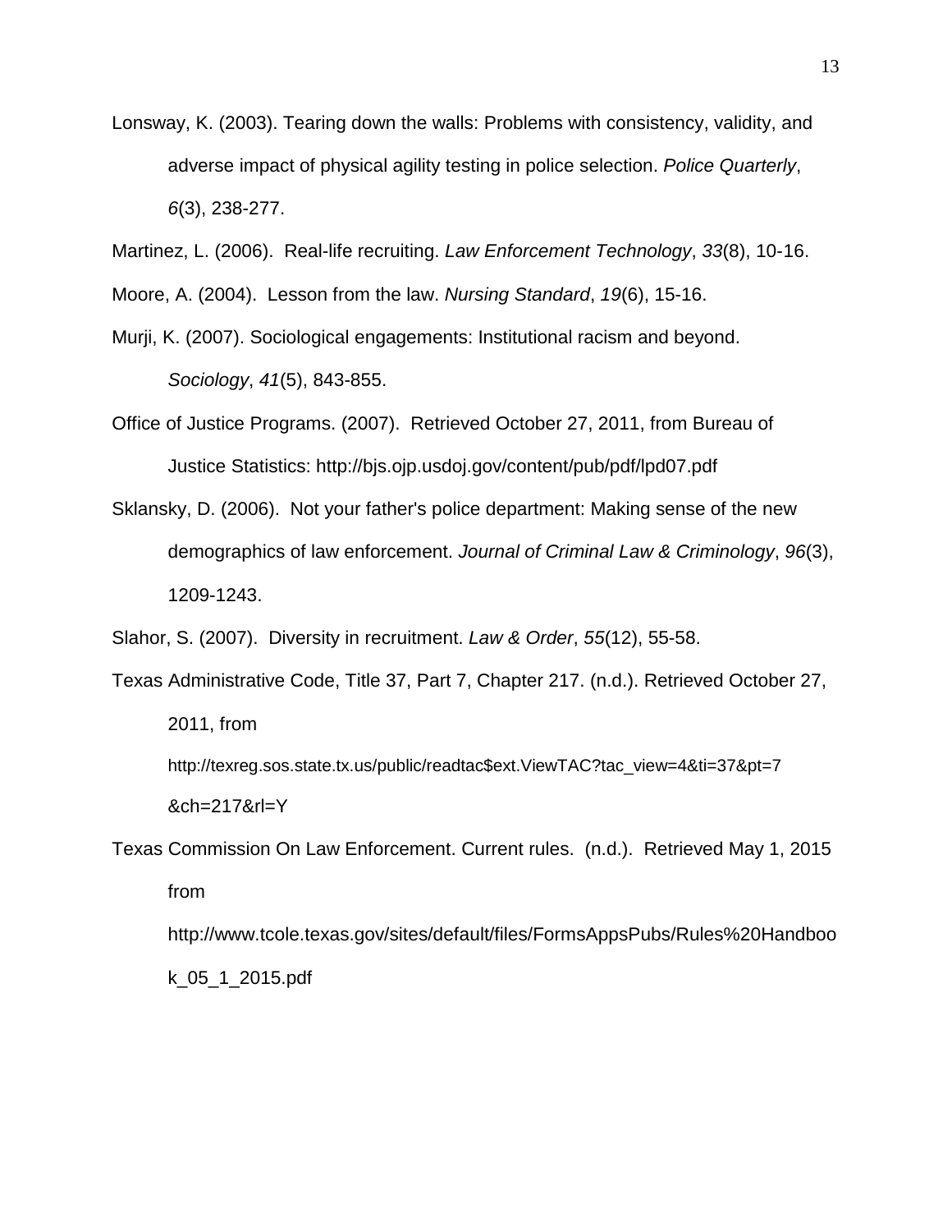Lonsway, K. (2003). Tearing down the walls: Problems with consistency, validity, and adverse impact of physical agility testing in police selection. *Police Quarterly*, *6*(3), 238-277.

Martinez, L. (2006). Real-life recruiting. *Law Enforcement Technology*, *33*(8), 10-16.

Moore, A. (2004). Lesson from the law. *Nursing Standard*, *19*(6), 15-16.

Murji, K. (2007). Sociological engagements: Institutional racism and beyond. *Sociology*, *41*(5), 843-855.

Office of Justice Programs. (2007). Retrieved October 27, 2011, from Bureau of Justice Statistics: http://bjs.ojp.usdoj.gov/content/pub/pdf/lpd07.pdf

Sklansky, D. (2006). Not your father's police department: Making sense of the new demographics of law enforcement. *Journal of Criminal Law & Criminology*, *96*(3), 1209-1243.

Slahor, S. (2007). Diversity in recruitment. *Law & Order*, *55*(12), 55-58.

Texas Administrative Code, Title 37, Part 7, Chapter 217. (n.d.). Retrieved October 27, 2011, from http://texreg.sos.state.tx.us/public/readtac$ext.ViewTAC?tac_view=4&ti=37&pt=7&ch=217&rl=Y

Texas Commission On Law Enforcement. Current rules. (n.d.). Retrieved May 1, 2015 from http://www.tcole.texas.gov/sites/default/files/FormsAppsPubs/Rules%20Handbook_05_1_2015.pdf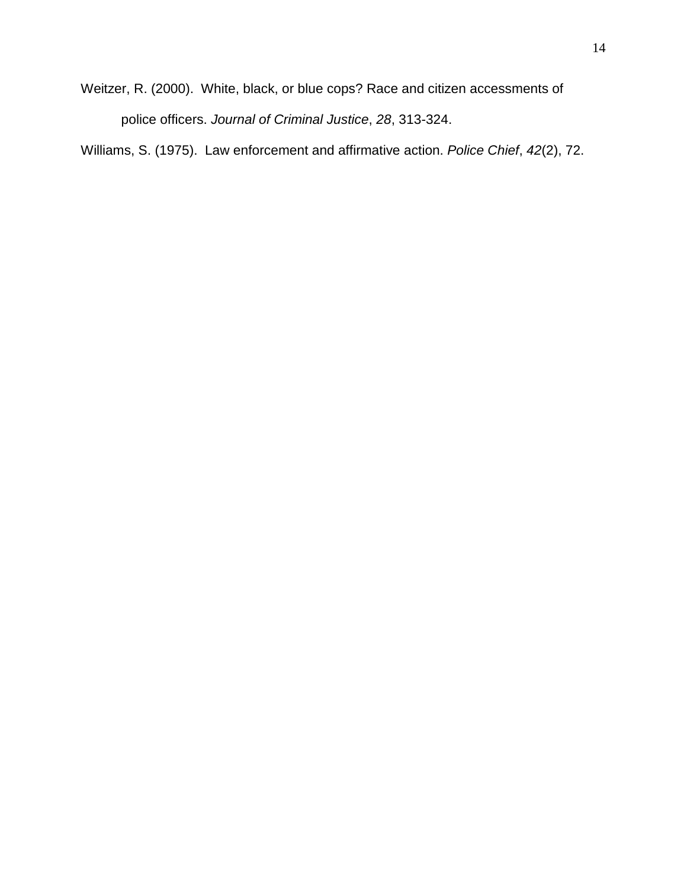Weitzer, R. (2000). White, black, or blue cops? Race and citizen accessments of police officers. *Journal of Criminal Justice*, *28*, 313-324.

Williams, S. (1975). Law enforcement and affirmative action. *Police Chief*, *42*(2), 72.